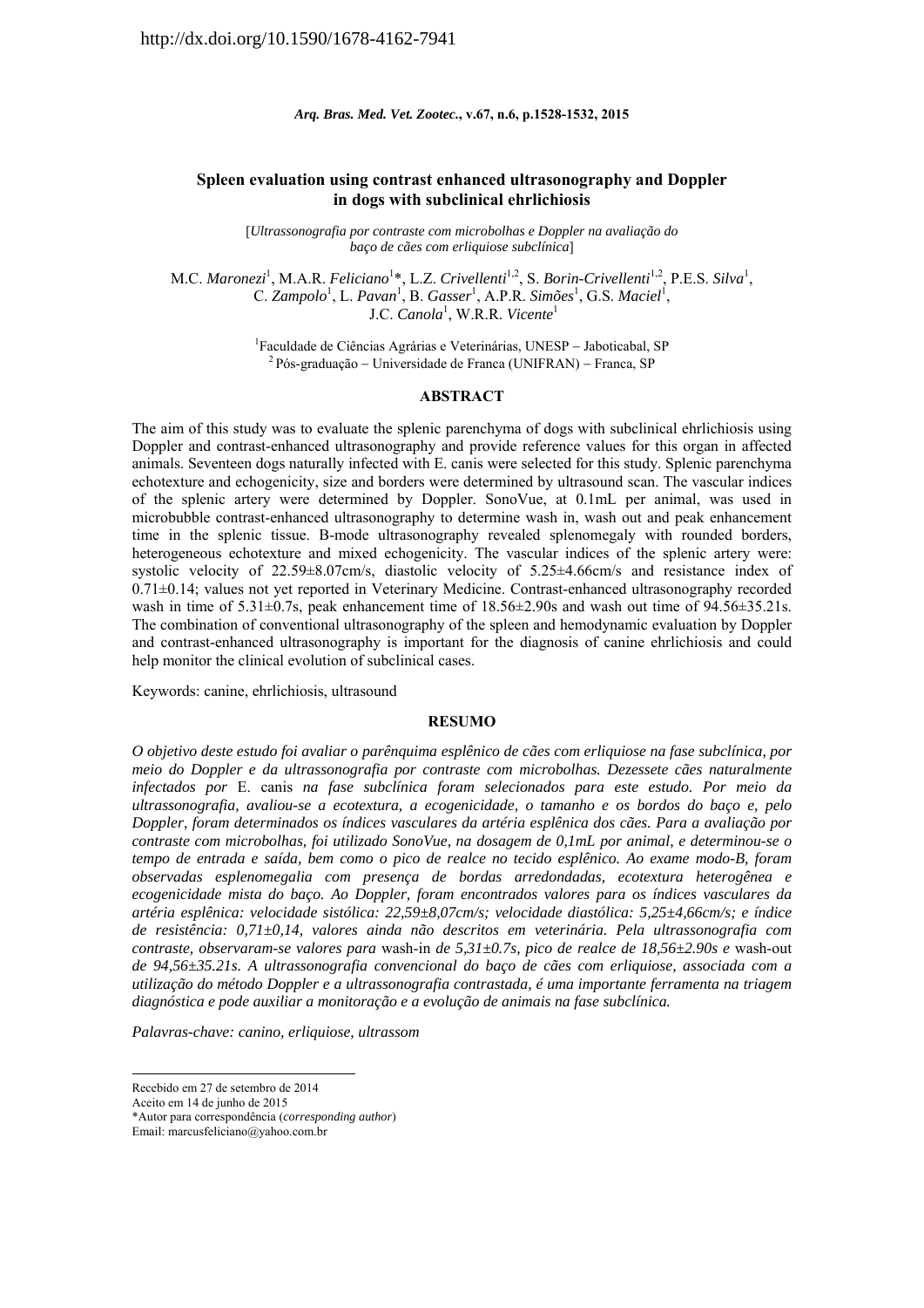http://dx.doi.org/10.1590/1678-4162-7941

# Spleen evaluation using contrast enhanced ultrasonography and Doppler in dogs with subclinical ehrlichiosis

[*Ultrassonografia por contraste com microbolhas e Doppler na avaliação do baço de cães com erliquiose subclínica*]

M.C. *Maronezi*[1], M.A.R. *Feliciano*[1]*, L.Z. *Crivellenti*[1,2], S. *Borin-Crivellenti*[1,2], P.E.S. *Silva*[1], C. *Zampolo*[1], L. *Pavan*[1], B. *Gasser*[1], A.P.R. *Simões*[1], G.S. *Maciel*[1], J.C. *Canola*[1], W.R.R. *Vicente*[1]

[1]Faculdade de Ciências Agrárias e Veterinárias, UNESP – Jaboticabal, SP
[2]Pós-graduação – Universidade de Franca (UNIFRAN) – Franca, SP

## ABSTRACT

The aim of this study was to evaluate the splenic parenchyma of dogs with subclinical ehrlichiosis using Doppler and contrast-enhanced ultrasonography and provide reference values for this organ in affected animals. Seventeen dogs naturally infected with E. canis were selected for this study. Splenic parenchyma echotexture and echogenicity, size and borders were determined by ultrasound scan. The vascular indices of the splenic artery were determined by Doppler. SonoVue, at 0.1mL per animal, was used in microbubble contrast-enhanced ultrasonography to determine wash in, wash out and peak enhancement time in the splenic tissue. B-mode ultrasonography revealed splenomegaly with rounded borders, heterogeneous echotexture and mixed echogenicity. The vascular indices of the splenic artery were: systolic velocity of 22.59±8.07cm/s, diastolic velocity of 5.25±4.66cm/s and resistance index of 0.71±0.14; values not yet reported in Veterinary Medicine. Contrast-enhanced ultrasonography recorded wash in time of 5.31±0.7s, peak enhancement time of 18.56±2.90s and wash out time of 94.56±35.21s. The combination of conventional ultrasonography of the spleen and hemodynamic evaluation by Doppler and contrast-enhanced ultrasonography is important for the diagnosis of canine ehrlichiosis and could help monitor the clinical evolution of subclinical cases.

Keywords: canine, ehrlichiosis, ultrasound

## RESUMO

*O objetivo deste estudo foi avaliar o parênquima esplênico de cães com erliquiose na fase subclínica, por meio do Doppler e da ultrassonografia por contraste com microbolhas. Dezessete cães naturalmente infectados por* E. canis *na fase subclínica foram selecionados para este estudo. Por meio da ultrassonografia, avaliou-se a ecotextura, a ecogenicidade, o tamanho e os bordos do baço e, pelo Doppler, foram determinados os índices vasculares da artéria esplênica dos cães. Para a avaliação por contraste com microbolhas, foi utilizado SonoVue, na dosagem de 0,1mL por animal, e determinou-se o tempo de entrada e saída, bem como o pico de realce no tecido esplênico. Ao exame modo-B, foram observadas esplenomegalia com presença de bordas arredondadas, ecotextura heterogênea e ecogenicidade mista do baço. Ao Doppler, foram encontrados valores para os índices vasculares da artéria esplênica: velocidade sistólica: 22,59±8,07cm/s; velocidade diastólica: 5,25±4,66cm/s; e índice de resistência: 0,71±0,14, valores ainda não descritos em veterinária. Pela ultrassonografia com contraste, observaram-se valores para* wash-in *de 5,31±0.7s, pico de realce de 18,56±2.90s e* wash-out *de 94,56±35.21s. A ultrassonografia convencional do baço de cães com erliquiose, associada com a utilização do método Doppler e a ultrassonografia contrastada, é uma importante ferramenta na triagem diagnóstica e pode auxiliar a monitoração e a evolução de animais na fase subclínica.*

*Palavras-chave: canino, erliquiose, ultrassom*

---

Recebido em 27 de setembro de 2014
Aceito em 14 de junho de 2015
*Autor para correspondência (*corresponding author*)
Email: marcusfeliciano@yahoo.com.br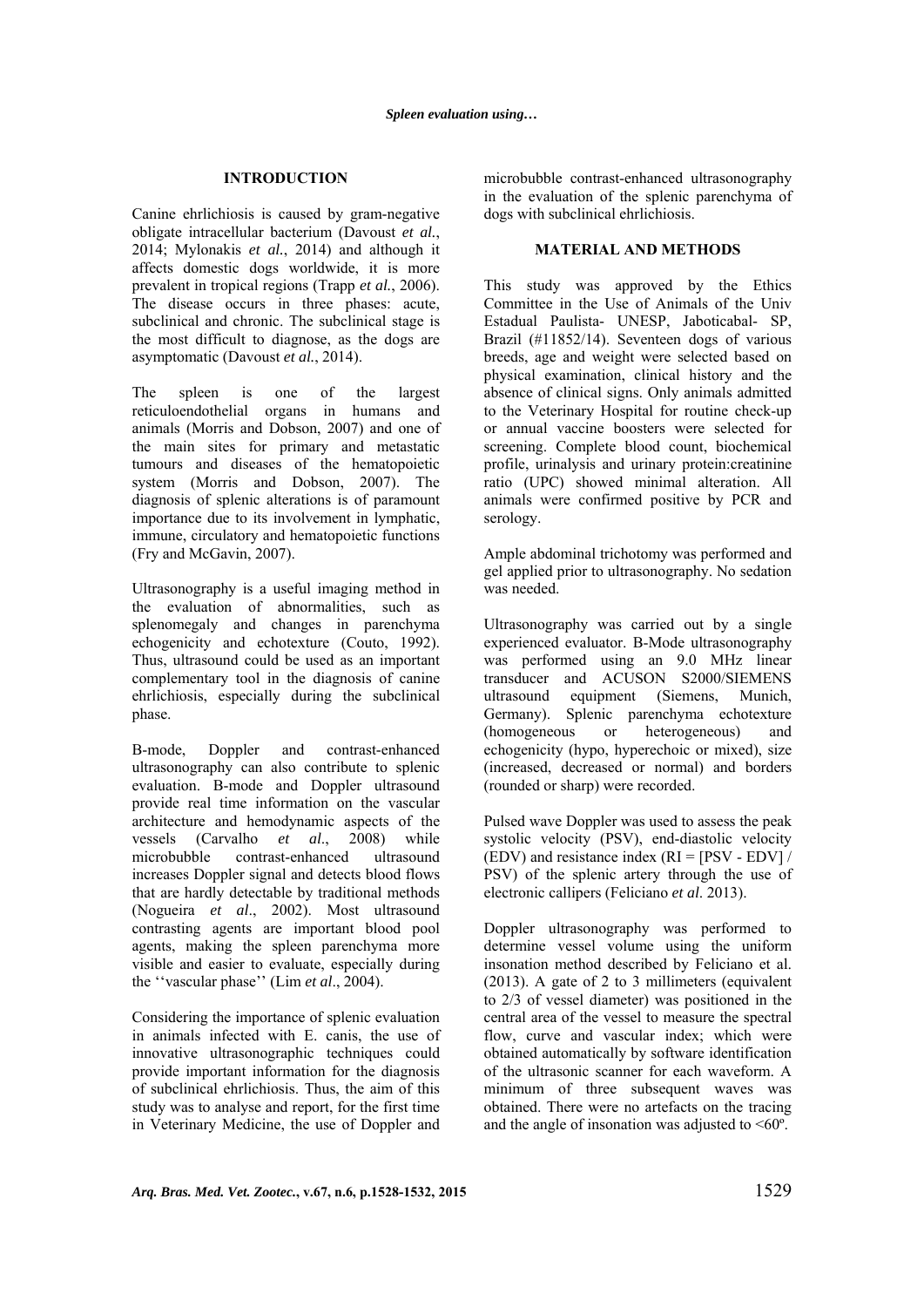## INTRODUCTION

Canine ehrlichiosis is caused by gram-negative obligate intracellular bacterium (Davoust *et al.*, 2014; Mylonakis *et al.*, 2014) and although it affects domestic dogs worldwide, it is more prevalent in tropical regions (Trapp *et al.*, 2006). The disease occurs in three phases: acute, subclinical and chronic. The subclinical stage is the most difficult to diagnose, as the dogs are asymptomatic (Davoust *et al.*, 2014).

The spleen is one of the largest reticuloendothelial organs in humans and animals (Morris and Dobson, 2007) and one of the main sites for primary and metastatic tumours and diseases of the hematopoietic system (Morris and Dobson, 2007). The diagnosis of splenic alterations is of paramount importance due to its involvement in lymphatic, immune, circulatory and hematopoietic functions (Fry and McGavin, 2007).

Ultrasonography is a useful imaging method in the evaluation of abnormalities, such as splenomegaly and changes in parenchyma echogenicity and echotexture (Couto, 1992). Thus, ultrasound could be used as an important complementary tool in the diagnosis of canine ehrlichiosis, especially during the subclinical phase.

B-mode, Doppler and contrast-enhanced ultrasonography can also contribute to splenic evaluation. B-mode and Doppler ultrasound provide real time information on the vascular architecture and hemodynamic aspects of the vessels (Carvalho *et al*., 2008) while microbubble contrast-enhanced ultrasound increases Doppler signal and detects blood flows that are hardly detectable by traditional methods (Nogueira *et al*., 2002). Most ultrasound contrasting agents are important blood pool agents, making the spleen parenchyma more visible and easier to evaluate, especially during the ''vascular phase'' (Lim *et al*., 2004).

Considering the importance of splenic evaluation in animals infected with E. canis, the use of innovative ultrasonographic techniques could provide important information for the diagnosis of subclinical ehrlichiosis. Thus, the aim of this study was to analyse and report, for the first time in Veterinary Medicine, the use of Doppler and microbubble contrast-enhanced ultrasonography in the evaluation of the splenic parenchyma of dogs with subclinical ehrlichiosis.

## MATERIAL AND METHODS

This study was approved by the Ethics Committee in the Use of Animals of the Univ Estadual Paulista- UNESP, Jaboticabal- SP, Brazil (#11852/14). Seventeen dogs of various breeds, age and weight were selected based on physical examination, clinical history and the absence of clinical signs. Only animals admitted to the Veterinary Hospital for routine check-up or annual vaccine boosters were selected for screening. Complete blood count, biochemical profile, urinalysis and urinary protein:creatinine ratio (UPC) showed minimal alteration. All animals were confirmed positive by PCR and serology.

Ample abdominal trichotomy was performed and gel applied prior to ultrasonography. No sedation was needed.

Ultrasonography was carried out by a single experienced evaluator. B-Mode ultrasonography was performed using an 9.0 MHz linear transducer and ACUSON S2000/SIEMENS ultrasound equipment (Siemens, Munich, Germany). Splenic parenchyma echotexture (homogeneous or heterogeneous) and echogenicity (hypo, hyperechoic or mixed), size (increased, decreased or normal) and borders (rounded or sharp) were recorded.

Pulsed wave Doppler was used to assess the peak systolic velocity (PSV), end-diastolic velocity (EDV) and resistance index ($RI = [PSV - EDV] / PSV$) of the splenic artery through the use of electronic callipers (Feliciano *et al*. 2013).

Doppler ultrasonography was performed to determine vessel volume using the uniform insonation method described by Feliciano et al. (2013). A gate of 2 to 3 millimeters (equivalent to 2/3 of vessel diameter) was positioned in the central area of the vessel to measure the spectral flow, curve and vascular index; which were obtained automatically by software identification of the ultrasonic scanner for each waveform. A minimum of three subsequent waves was obtained. There were no artefacts on the tracing and the angle of insonation was adjusted to <60º.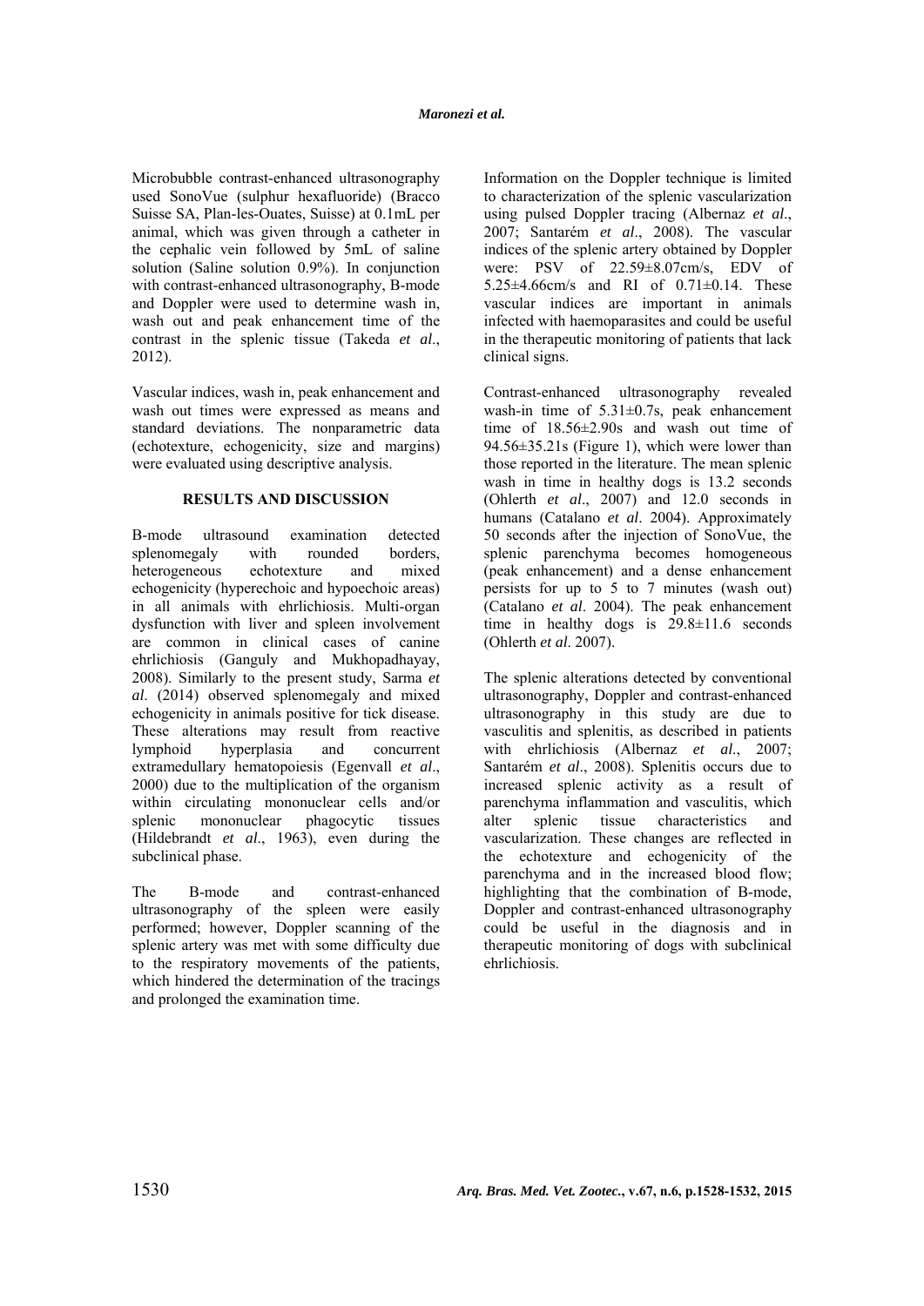Microbubble contrast-enhanced ultrasonography used SonoVue (sulphur hexafluoride) (Bracco Suisse SA, Plan-les-Ouates, Suisse) at 0.1mL per animal, which was given through a catheter in the cephalic vein followed by 5mL of saline solution (Saline solution 0.9%). In conjunction with contrast-enhanced ultrasonography, B-mode and Doppler were used to determine wash in, wash out and peak enhancement time of the contrast in the splenic tissue (Takeda *et al*., 2012).

Vascular indices, wash in, peak enhancement and wash out times were expressed as means and standard deviations. The nonparametric data (echotexture, echogenicity, size and margins) were evaluated using descriptive analysis.

## RESULTS AND DISCUSSION

B-mode ultrasound examination detected splenomegaly with rounded borders, heterogeneous echotexture and mixed echogenicity (hyperechoic and hypoechoic areas) in all animals with ehrlichiosis. Multi-organ dysfunction with liver and spleen involvement are common in clinical cases of canine ehrlichiosis (Ganguly and Mukhopadhayay, 2008). Similarly to the present study, Sarma *et al*. (2014) observed splenomegaly and mixed echogenicity in animals positive for tick disease. These alterations may result from reactive lymphoid hyperplasia and concurrent extramedullary hematopoiesis (Egenvall *et al*., 2000) due to the multiplication of the organism within circulating mononuclear cells and/or splenic mononuclear phagocytic tissues (Hildebrandt *et al*., 1963), even during the subclinical phase.

The B-mode and contrast-enhanced ultrasonography of the spleen were easily performed; however, Doppler scanning of the splenic artery was met with some difficulty due to the respiratory movements of the patients, which hindered the determination of the tracings and prolonged the examination time.

Information on the Doppler technique is limited to characterization of the splenic vascularization using pulsed Doppler tracing (Albernaz *et al*., 2007; Santarém *et al*., 2008). The vascular indices of the splenic artery obtained by Doppler were: PSV of 22.59±8.07cm/s, EDV of 5.25±4.66cm/s and RI of 0.71±0.14. These vascular indices are important in animals infected with haemoparasites and could be useful in the therapeutic monitoring of patients that lack clinical signs.

Contrast-enhanced ultrasonography revealed wash-in time of 5.31±0.7s, peak enhancement time of 18.56±2.90s and wash out time of 94.56±35.21s (Figure 1), which were lower than those reported in the literature. The mean splenic wash in time in healthy dogs is 13.2 seconds (Ohlerth *et al*., 2007) and 12.0 seconds in humans (Catalano *et al*. 2004). Approximately 50 seconds after the injection of SonoVue, the splenic parenchyma becomes homogeneous (peak enhancement) and a dense enhancement persists for up to 5 to 7 minutes (wash out) (Catalano *et al*. 2004). The peak enhancement time in healthy dogs is 29.8±11.6 seconds (Ohlerth *et al*. 2007).

The splenic alterations detected by conventional ultrasonography, Doppler and contrast-enhanced ultrasonography in this study are due to vasculitis and splenitis, as described in patients with ehrlichiosis (Albernaz *et al*., 2007; Santarém *et al*., 2008). Splenitis occurs due to increased splenic activity as a result of parenchyma inflammation and vasculitis, which alter splenic tissue characteristics and vascularization. These changes are reflected in the echotexture and echogenicity of the parenchyma and in the increased blood flow; highlighting that the combination of B-mode, Doppler and contrast-enhanced ultrasonography could be useful in the diagnosis and in therapeutic monitoring of dogs with subclinical ehrlichiosis.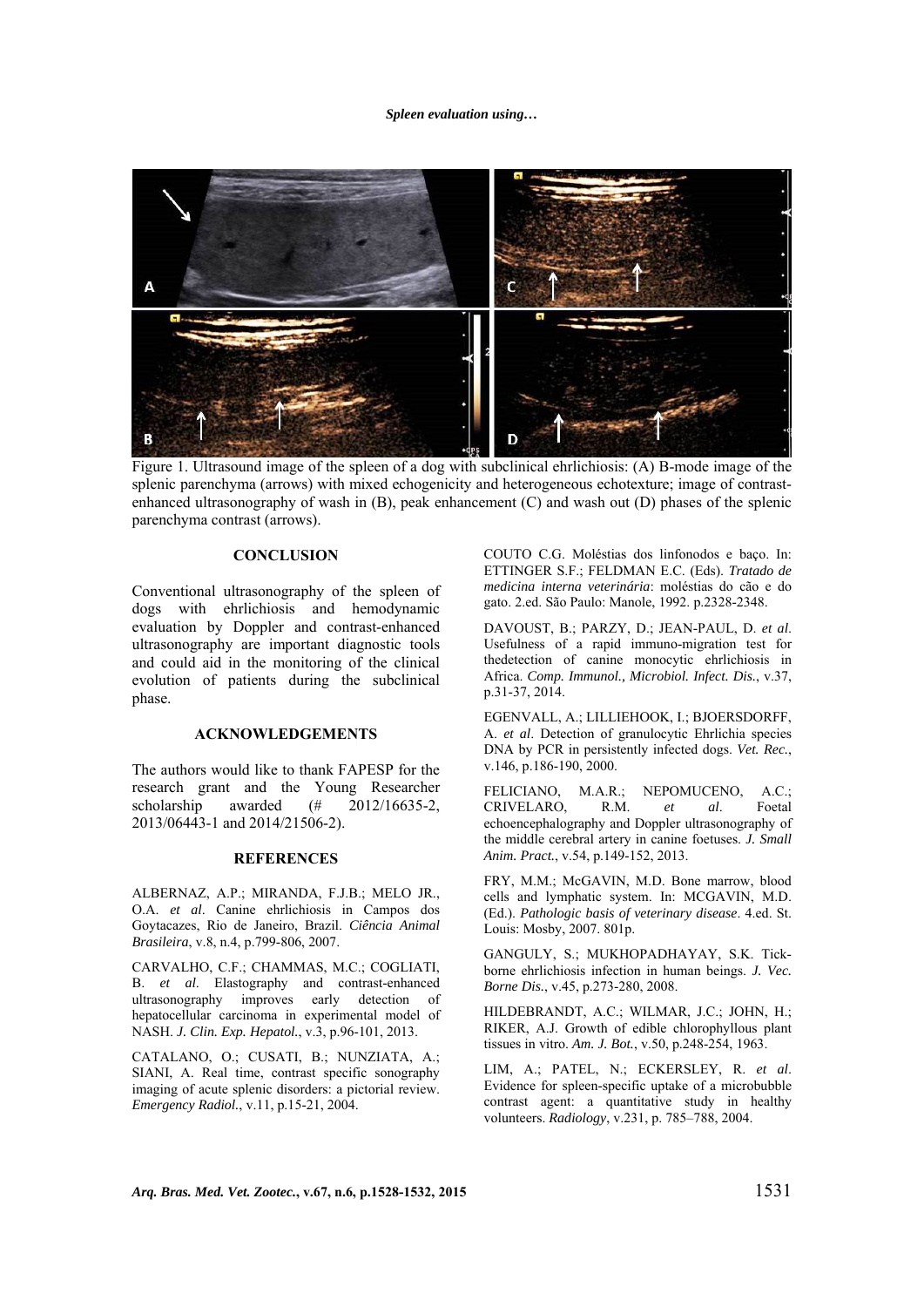Figure 1. Ultrasound image of the spleen of a dog with subclinical ehrlichiosis: (A) B-mode image of the splenic parenchyma (arrows) with mixed echogenicity and heterogeneous echotexture; image of contrast-enhanced ultrasonography of wash in (B), peak enhancement (C) and wash out (D) phases of the splenic parenchyma contrast (arrows).

## CONCLUSION

Conventional ultrasonography of the spleen of dogs with ehrlichiosis and hemodynamic evaluation by Doppler and contrast-enhanced ultrasonography are important diagnostic tools and could aid in the monitoring of the clinical evolution of patients during the subclinical phase.

## ACKNOWLEDGEMENTS

The authors would like to thank FAPESP for the research grant and the Young Researcher scholarship awarded (# 2012/16635-2, 2013/06443-1 and 2014/21506-2).

## REFERENCES

ALBERNAZ, A.P.; MIRANDA, F.J.B.; MELO JR., O.A. *et al*. Canine ehrlichiosis in Campos dos Goytacazes, Rio de Janeiro, Brazil. *Ciência Animal Brasileira*, v.8, n.4, p.799-806, 2007.

CARVALHO, C.F.; CHAMMAS, M.C.; COGLIATI, B. *et al*. Elastography and contrast-enhanced ultrasonography improves early detection of hepatocellular carcinoma in experimental model of NASH. *J. Clin. Exp. Hepatol.*, v.3, p.96-101, 2013.

CATALANO, O.; CUSATI, B.; NUNZIATA, A.; SIANI, A. Real time, contrast specific sonography imaging of acute splenic disorders: a pictorial review. *Emergency Radiol.*, v.11, p.15-21, 2004.

COUTO C.G. Moléstias dos linfonodos e baço. In: ETTINGER S.F.; FELDMAN E.C. (Eds). *Tratado de medicina interna veterinária*: moléstias do cão e do gato. 2.ed. São Paulo: Manole, 1992. p.2328-2348.

DAVOUST, B.; PARZY, D.; JEAN-PAUL, D. *et al*. Usefulness of a rapid immuno-migration test for thedetection of canine monocytic ehrlichiosis in Africa. *Comp. Immunol., Microbiol. Infect. Dis.*, v.37, p.31-37, 2014.

EGENVALL, A.; LILLIEHOOK, I.; BJOERSDORFF, A. *et al*. Detection of granulocytic Ehrlichia species DNA by PCR in persistently infected dogs. *Vet. Rec.*, v.146, p.186-190, 2000.

FELICIANO, M.A.R.; NEPOMUCENO, A.C.; CRIVELARO, R.M. *et al*. Foetal echoencephalography and Doppler ultrasonography of the middle cerebral artery in canine foetuses. *J. Small Anim. Pract.*, v.54, p.149-152, 2013.

FRY, M.M.; McGAVIN, M.D. Bone marrow, blood cells and lymphatic system. In: MCGAVIN, M.D. (Ed.). *Pathologic basis of veterinary disease*. 4.ed. St. Louis: Mosby, 2007. 801p.

GANGULY, S.; MUKHOPADHAYAY, S.K. Tick-borne ehrlichiosis infection in human beings. *J. Vec. Borne Dis.*, v.45, p.273-280, 2008.

HILDEBRANDT, A.C.; WILMAR, J.C.; JOHN, H.; RIKER, A.J. Growth of edible chlorophyllous plant tissues in vitro. *Am. J. Bot.*, v.50, p.248-254, 1963.

LIM, A.; PATEL, N.; ECKERSLEY, R. *et al*. Evidence for spleen-specific uptake of a microbubble contrast agent: a quantitative study in healthy volunteers. *Radiology*, v.231, p. 785–788, 2004.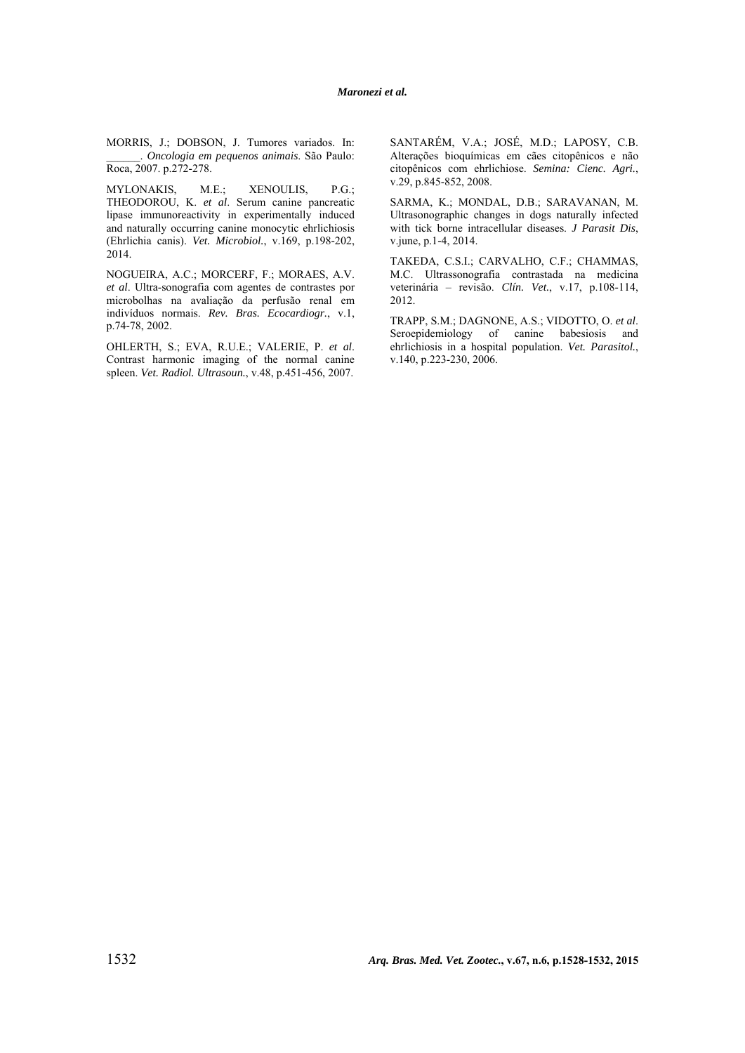MORRIS, J.; DOBSON, J. Tumores variados. In: ______. *Oncologia em pequenos animais*. São Paulo: Roca, 2007. p.272-278.

MYLONAKIS, M.E.; XENOULIS, P.G.; THEODOROU, K. *et al*. Serum canine pancreatic lipase immunoreactivity in experimentally induced and naturally occurring canine monocytic ehrlichiosis (Ehrlichia canis). *Vet. Microbiol.*, v.169, p.198-202, 2014.

NOGUEIRA, A.C.; MORCERF, F.; MORAES, A.V. *et al*. Ultra-sonografia com agentes de contrastes por microbolhas na avaliação da perfusão renal em indivíduos normais. *Rev. Bras. Ecocardiogr.*, v.1, p.74-78, 2002.

OHLERTH, S.; EVA, R.U.E.; VALERIE, P. *et al*. Contrast harmonic imaging of the normal canine spleen. *Vet. Radiol. Ultrasoun.*, v.48, p.451-456, 2007.

SANTARÉM, V.A.; JOSÉ, M.D.; LAPOSY, C.B. Alterações bioquímicas em cães citopênicos e não citopênicos com ehrlichiose. *Semina: Cienc. Agri.*, v.29, p.845-852, 2008.

SARMA, K.; MONDAL, D.B.; SARAVANAN, M. Ultrasonographic changes in dogs naturally infected with tick borne intracellular diseases. *J Parasit Dis*, v.june, p.1-4, 2014.

TAKEDA, C.S.I.; CARVALHO, C.F.; CHAMMAS, M.C. Ultrassonografia contrastada na medicina veterinária – revisão. *Clín. Vet.*, v.17, p.108-114, 2012.

TRAPP, S.M.; DAGNONE, A.S.; VIDOTTO, O. *et al*. Seroepidemiology of canine babesiosis and ehrlichiosis in a hospital population. *Vet. Parasitol.*, v.140, p.223-230, 2006.